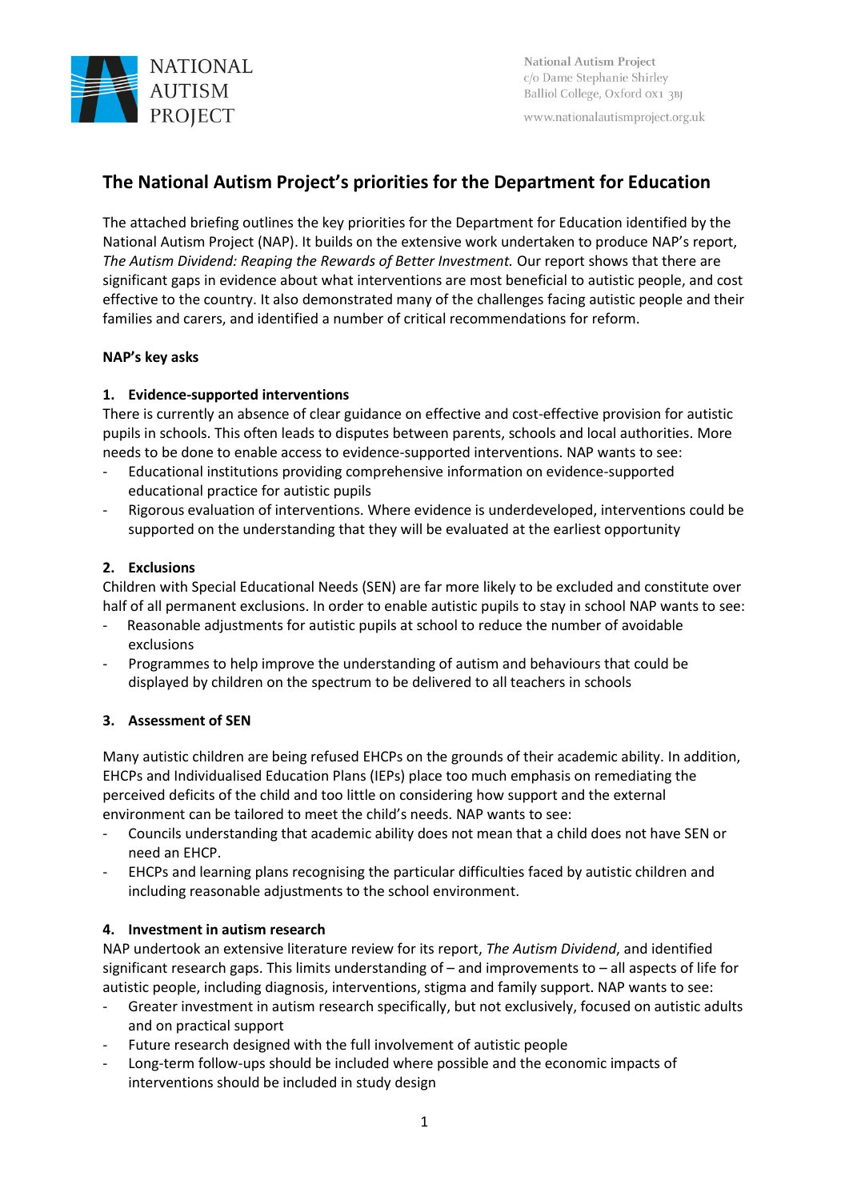NATIONAL AUTISM PROJECT

National Autism Project
c/o Dame Stephanie Shirley
Balliol College, Oxford OX1 3BJ

www.nationalautismproject.org.uk

# The National Autism Project's priorities for the Department for Education

The attached briefing outlines the key priorities for the Department for Education identified by the National Autism Project (NAP). It builds on the extensive work undertaken to produce NAP's report, *The Autism Dividend: Reaping the Rewards of Better Investment.* Our report shows that there are significant gaps in evidence about what interventions are most beneficial to autistic people, and cost effective to the country. It also demonstrated many of the challenges facing autistic people and their families and carers, and identified a number of critical recommendations for reform.

**NAP's key asks**

**1. Evidence-supported interventions**

There is currently an absence of clear guidance on effective and cost-effective provision for autistic pupils in schools. This often leads to disputes between parents, schools and local authorities. More needs to be done to enable access to evidence-supported interventions. NAP wants to see:

- Educational institutions providing comprehensive information on evidence-supported educational practice for autistic pupils
- Rigorous evaluation of interventions. Where evidence is underdeveloped, interventions could be supported on the understanding that they will be evaluated at the earliest opportunity

**2. Exclusions**

Children with Special Educational Needs (SEN) are far more likely to be excluded and constitute over half of all permanent exclusions. In order to enable autistic pupils to stay in school NAP wants to see:

- Reasonable adjustments for autistic pupils at school to reduce the number of avoidable exclusions
- Programmes to help improve the understanding of autism and behaviours that could be displayed by children on the spectrum to be delivered to all teachers in schools

**3. Assessment of SEN**

Many autistic children are being refused EHCPs on the grounds of their academic ability. In addition, EHCPs and Individualised Education Plans (IEPs) place too much emphasis on remediating the perceived deficits of the child and too little on considering how support and the external environment can be tailored to meet the child's needs. NAP wants to see:

- Councils understanding that academic ability does not mean that a child does not have SEN or need an EHCP.
- EHCPs and learning plans recognising the particular difficulties faced by autistic children and including reasonable adjustments to the school environment.

**4. Investment in autism research**

NAP undertook an extensive literature review for its report, *The Autism Dividend*, and identified significant research gaps. This limits understanding of – and improvements to – all aspects of life for autistic people, including diagnosis, interventions, stigma and family support. NAP wants to see:

- Greater investment in autism research specifically, but not exclusively, focused on autistic adults and on practical support
- Future research designed with the full involvement of autistic people
- Long-term follow-ups should be included where possible and the economic impacts of interventions should be included in study design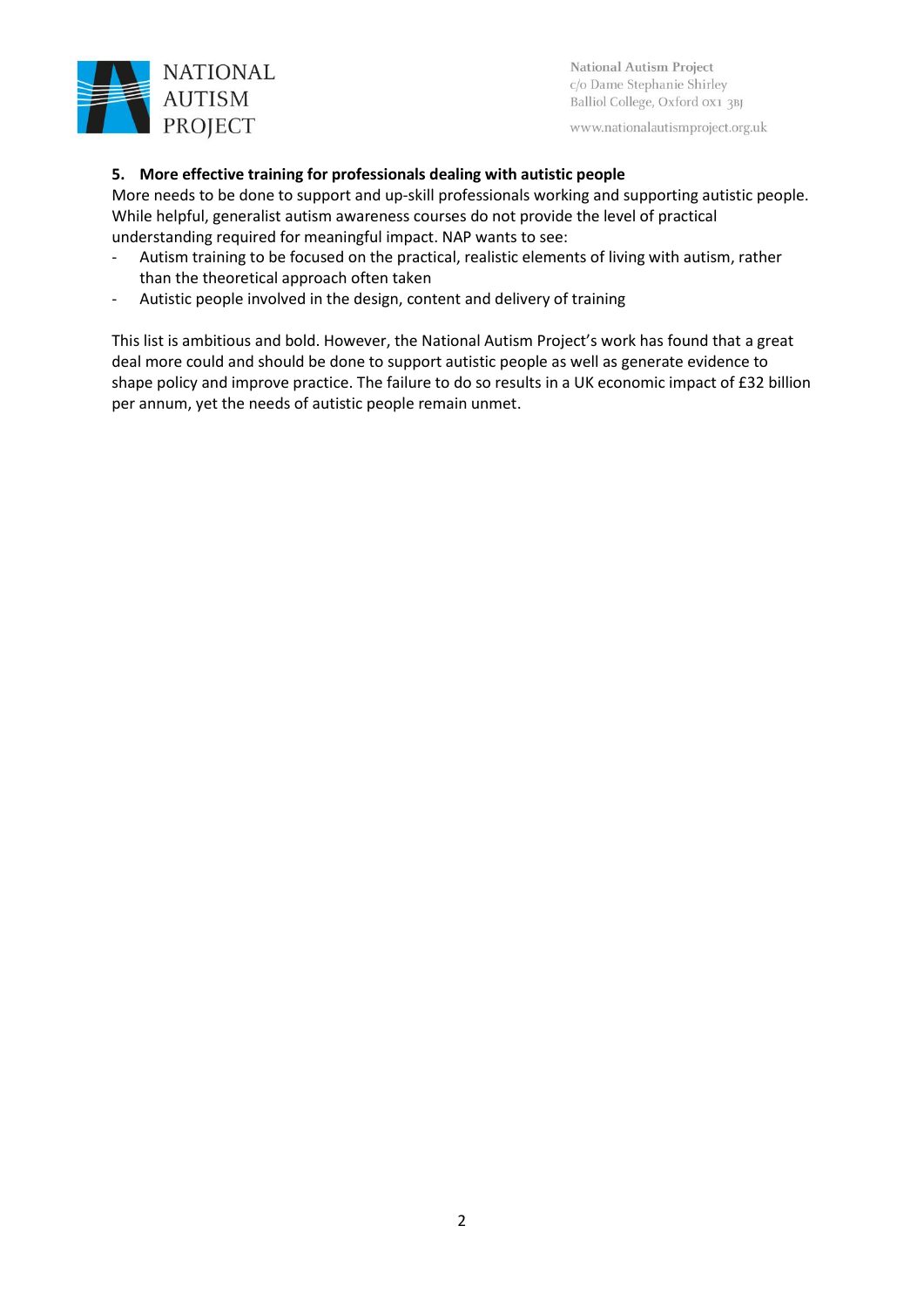**5. More effective training for professionals dealing with autistic people**

More needs to be done to support and up-skill professionals working and supporting autistic people. While helpful, generalist autism awareness courses do not provide the level of practical understanding required for meaningful impact. NAP wants to see:

- Autism training to be focused on the practical, realistic elements of living with autism, rather than the theoretical approach often taken
- Autistic people involved in the design, content and delivery of training

This list is ambitious and bold. However, the National Autism Project's work has found that a great deal more could and should be done to support autistic people as well as generate evidence to shape policy and improve practice. The failure to do so results in a UK economic impact of £32 billion per annum, yet the needs of autistic people remain unmet.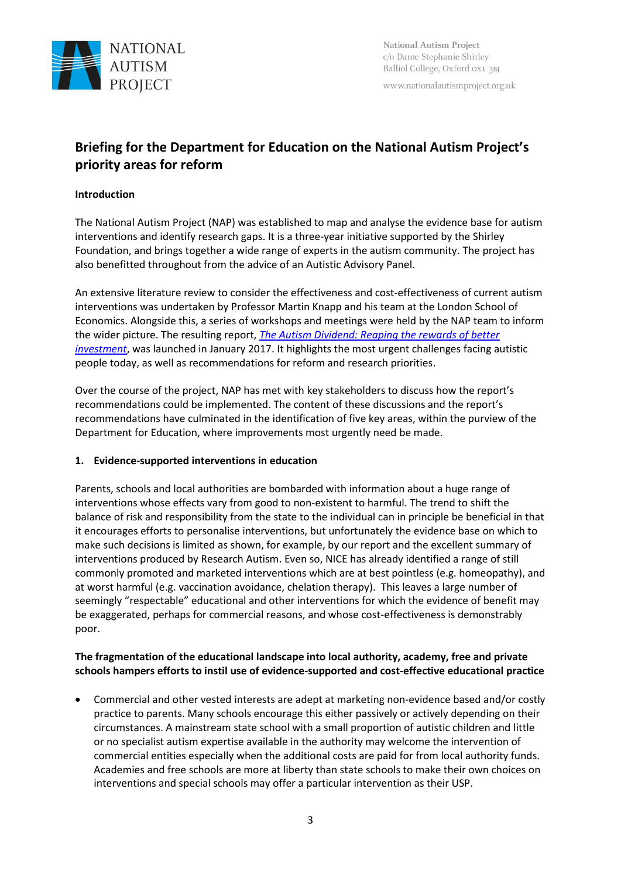NATIONAL AUTISM PROJECT

National Autism Project
c/o Dame Stephanie Shirley
Balliol College, Oxford OX1 3BJ

www.nationalautismproject.org.uk

# Briefing for the Department for Education on the National Autism Project's priority areas for reform

**Introduction**

The National Autism Project (NAP) was established to map and analyse the evidence base for autism interventions and identify research gaps. It is a three-year initiative supported by the Shirley Foundation, and brings together a wide range of experts in the autism community. The project has also benefitted throughout from the advice of an Autistic Advisory Panel.

An extensive literature review to consider the effectiveness and cost-effectiveness of current autism interventions was undertaken by Professor Martin Knapp and his team at the London School of Economics. Alongside this, a series of workshops and meetings were held by the NAP team to inform the wider picture. The resulting report, *The Autism Dividend: Reaping the rewards of better investment*, was launched in January 2017. It highlights the most urgent challenges facing autistic people today, as well as recommendations for reform and research priorities.

Over the course of the project, NAP has met with key stakeholders to discuss how the report's recommendations could be implemented. The content of these discussions and the report's recommendations have culminated in the identification of five key areas, within the purview of the Department for Education, where improvements most urgently need be made.

**1. Evidence-supported interventions in education**

Parents, schools and local authorities are bombarded with information about a huge range of interventions whose effects vary from good to non-existent to harmful. The trend to shift the balance of risk and responsibility from the state to the individual can in principle be beneficial in that it encourages efforts to personalise interventions, but unfortunately the evidence base on which to make such decisions is limited as shown, for example, by our report and the excellent summary of interventions produced by Research Autism. Even so, NICE has already identified a range of still commonly promoted and marketed interventions which are at best pointless (e.g. homeopathy), and at worst harmful (e.g. vaccination avoidance, chelation therapy). This leaves a large number of seemingly "respectable" educational and other interventions for which the evidence of benefit may be exaggerated, perhaps for commercial reasons, and whose cost-effectiveness is demonstrably poor.

**The fragmentation of the educational landscape into local authority, academy, free and private schools hampers efforts to instil use of evidence-supported and cost-effective educational practice**

- Commercial and other vested interests are adept at marketing non-evidence based and/or costly practice to parents. Many schools encourage this either passively or actively depending on their circumstances. A mainstream state school with a small proportion of autistic children and little or no specialist autism expertise available in the authority may welcome the intervention of commercial entities especially when the additional costs are paid for from local authority funds. Academies and free schools are more at liberty than state schools to make their own choices on interventions and special schools may offer a particular intervention as their USP.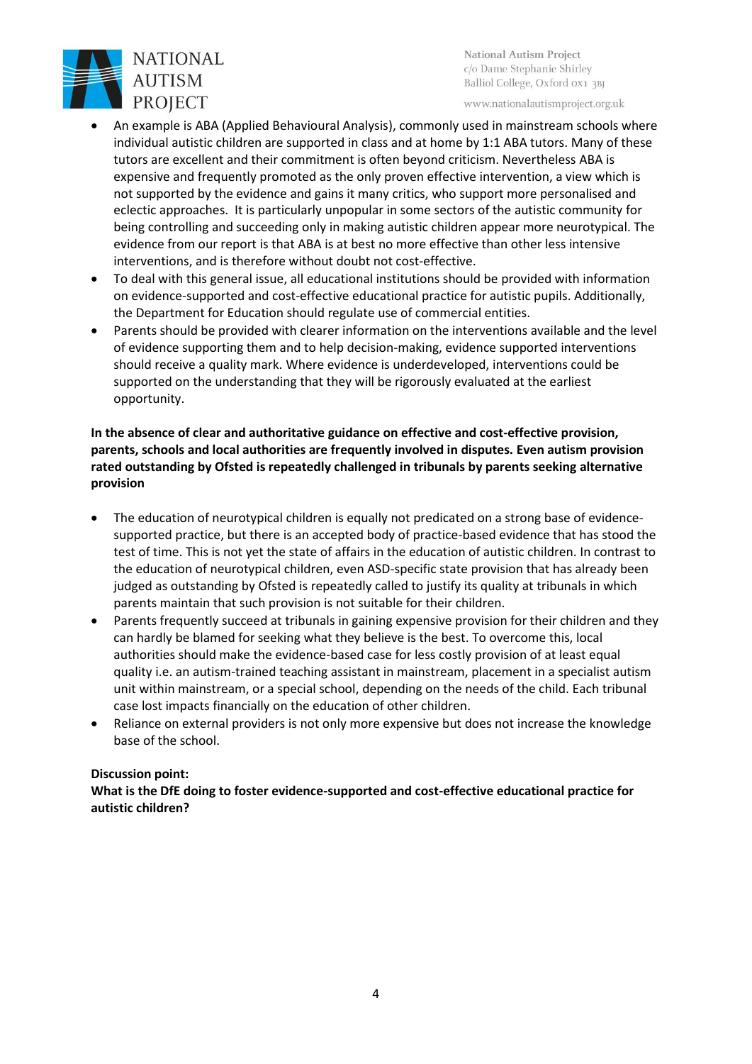- An example is ABA (Applied Behavioural Analysis), commonly used in mainstream schools where individual autistic children are supported in class and at home by 1:1 ABA tutors. Many of these tutors are excellent and their commitment is often beyond criticism. Nevertheless ABA is expensive and frequently promoted as the only proven effective intervention, a view which is not supported by the evidence and gains it many critics, who support more personalised and eclectic approaches. It is particularly unpopular in some sectors of the autistic community for being controlling and succeeding only in making autistic children appear more neurotypical. The evidence from our report is that ABA is at best no more effective than other less intensive interventions, and is therefore without doubt not cost-effective.
- To deal with this general issue, all educational institutions should be provided with information on evidence-supported and cost-effective educational practice for autistic pupils. Additionally, the Department for Education should regulate use of commercial entities.
- Parents should be provided with clearer information on the interventions available and the level of evidence supporting them and to help decision-making, evidence supported interventions should receive a quality mark. Where evidence is underdeveloped, interventions could be supported on the understanding that they will be rigorously evaluated at the earliest opportunity.

**In the absence of clear and authoritative guidance on effective and cost-effective provision, parents, schools and local authorities are frequently involved in disputes. Even autism provision rated outstanding by Ofsted is repeatedly challenged in tribunals by parents seeking alternative provision**

- The education of neurotypical children is equally not predicated on a strong base of evidence-supported practice, but there is an accepted body of practice-based evidence that has stood the test of time. This is not yet the state of affairs in the education of autistic children. In contrast to the education of neurotypical children, even ASD-specific state provision that has already been judged as outstanding by Ofsted is repeatedly called to justify its quality at tribunals in which parents maintain that such provision is not suitable for their children.
- Parents frequently succeed at tribunals in gaining expensive provision for their children and they can hardly be blamed for seeking what they believe is the best. To overcome this, local authorities should make the evidence-based case for less costly provision of at least equal quality i.e. an autism-trained teaching assistant in mainstream, placement in a specialist autism unit within mainstream, or a special school, depending on the needs of the child. Each tribunal case lost impacts financially on the education of other children.
- Reliance on external providers is not only more expensive but does not increase the knowledge base of the school.

**Discussion point:**
**What is the DfE doing to foster evidence-supported and cost-effective educational practice for autistic children?**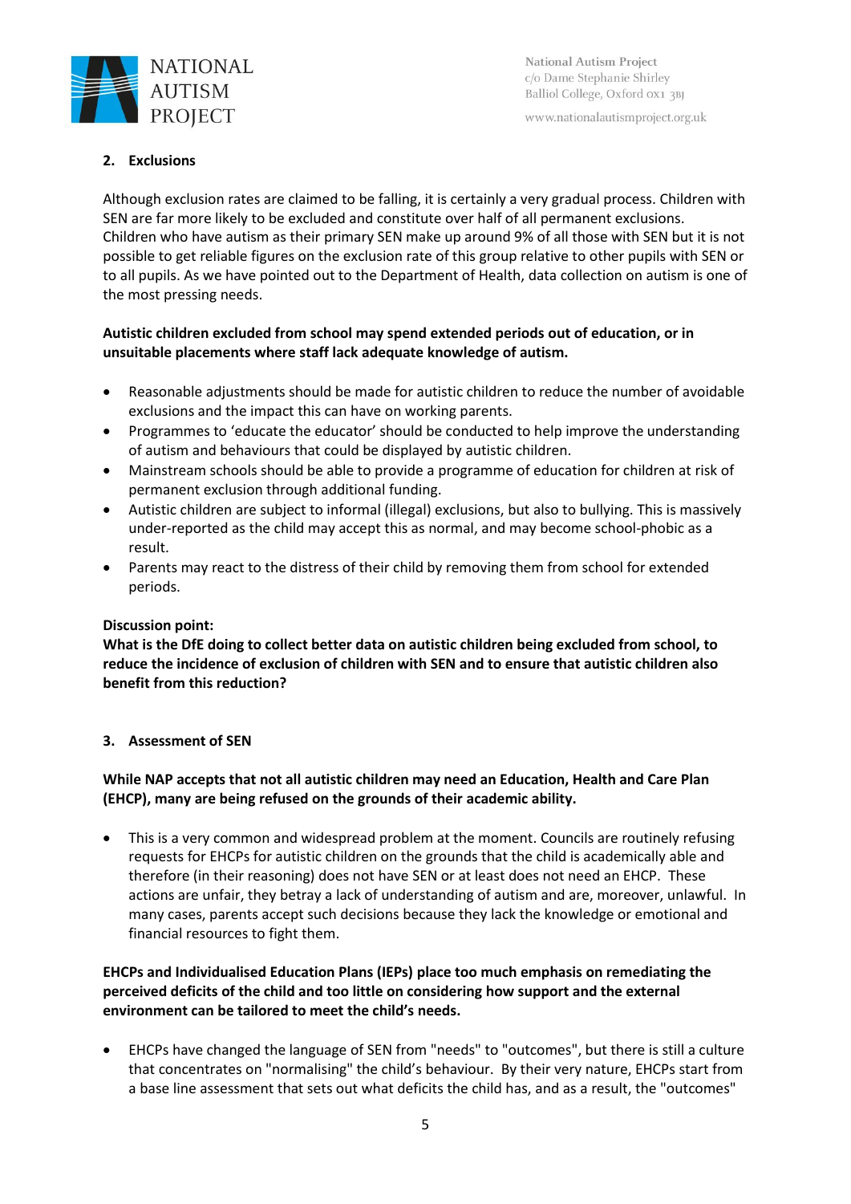## 2. Exclusions

Although exclusion rates are claimed to be falling, it is certainly a very gradual process. Children with SEN are far more likely to be excluded and constitute over half of all permanent exclusions. Children who have autism as their primary SEN make up around 9% of all those with SEN but it is not possible to get reliable figures on the exclusion rate of this group relative to other pupils with SEN or to all pupils. As we have pointed out to the Department of Health, data collection on autism is one of the most pressing needs.

**Autistic children excluded from school may spend extended periods out of education, or in unsuitable placements where staff lack adequate knowledge of autism.**

- Reasonable adjustments should be made for autistic children to reduce the number of avoidable exclusions and the impact this can have on working parents.
- Programmes to 'educate the educator' should be conducted to help improve the understanding of autism and behaviours that could be displayed by autistic children.
- Mainstream schools should be able to provide a programme of education for children at risk of permanent exclusion through additional funding.
- Autistic children are subject to informal (illegal) exclusions, but also to bullying. This is massively under-reported as the child may accept this as normal, and may become school-phobic as a result.
- Parents may react to the distress of their child by removing them from school for extended periods.

**Discussion point:**
**What is the DfE doing to collect better data on autistic children being excluded from school, to reduce the incidence of exclusion of children with SEN and to ensure that autistic children also benefit from this reduction?**

## 3. Assessment of SEN

**While NAP accepts that not all autistic children may need an Education, Health and Care Plan (EHCP), many are being refused on the grounds of their academic ability.**

- This is a very common and widespread problem at the moment. Councils are routinely refusing requests for EHCPs for autistic children on the grounds that the child is academically able and therefore (in their reasoning) does not have SEN or at least does not need an EHCP. These actions are unfair, they betray a lack of understanding of autism and are, moreover, unlawful. In many cases, parents accept such decisions because they lack the knowledge or emotional and financial resources to fight them.

**EHCPs and Individualised Education Plans (IEPs) place too much emphasis on remediating the perceived deficits of the child and too little on considering how support and the external environment can be tailored to meet the child's needs.**

- EHCPs have changed the language of SEN from "needs" to "outcomes", but there is still a culture that concentrates on "normalising" the child's behaviour. By their very nature, EHCPs start from a base line assessment that sets out what deficits the child has, and as a result, the "outcomes"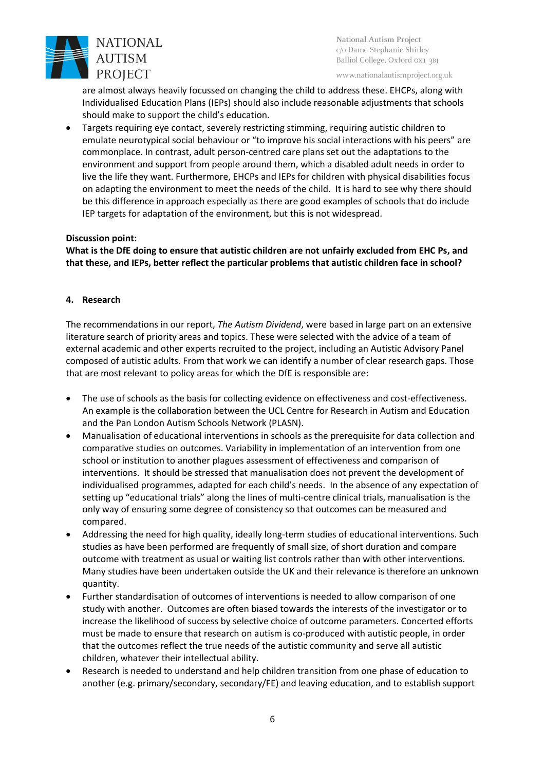are almost always heavily focussed on changing the child to address these. EHCPs, along with Individualised Education Plans (IEPs) should also include reasonable adjustments that schools should make to support the child's education.

- Targets requiring eye contact, severely restricting stimming, requiring autistic children to emulate neurotypical social behaviour or "to improve his social interactions with his peers" are commonplace. In contrast, adult person-centred care plans set out the adaptations to the environment and support from people around them, which a disabled adult needs in order to live the life they want. Furthermore, EHCPs and IEPs for children with physical disabilities focus on adapting the environment to meet the needs of the child. It is hard to see why there should be this difference in approach especially as there are good examples of schools that do include IEP targets for adaptation of the environment, but this is not widespread.

**Discussion point:**
**What is the DfE doing to ensure that autistic children are not unfairly excluded from EHC Ps, and that these, and IEPs, better reflect the particular problems that autistic children face in school?**

## 4. Research

The recommendations in our report, *The Autism Dividend*, were based in large part on an extensive literature search of priority areas and topics. These were selected with the advice of a team of external academic and other experts recruited to the project, including an Autistic Advisory Panel composed of autistic adults. From that work we can identify a number of clear research gaps. Those that are most relevant to policy areas for which the DfE is responsible are:

- The use of schools as the basis for collecting evidence on effectiveness and cost-effectiveness. An example is the collaboration between the UCL Centre for Research in Autism and Education and the Pan London Autism Schools Network (PLASN).
- Manualisation of educational interventions in schools as the prerequisite for data collection and comparative studies on outcomes. Variability in implementation of an intervention from one school or institution to another plagues assessment of effectiveness and comparison of interventions. It should be stressed that manualisation does not prevent the development of individualised programmes, adapted for each child's needs. In the absence of any expectation of setting up "educational trials" along the lines of multi-centre clinical trials, manualisation is the only way of ensuring some degree of consistency so that outcomes can be measured and compared.
- Addressing the need for high quality, ideally long-term studies of educational interventions. Such studies as have been performed are frequently of small size, of short duration and compare outcome with treatment as usual or waiting list controls rather than with other interventions. Many studies have been undertaken outside the UK and their relevance is therefore an unknown quantity.
- Further standardisation of outcomes of interventions is needed to allow comparison of one study with another. Outcomes are often biased towards the interests of the investigator or to increase the likelihood of success by selective choice of outcome parameters. Concerted efforts must be made to ensure that research on autism is co-produced with autistic people, in order that the outcomes reflect the true needs of the autistic community and serve all autistic children, whatever their intellectual ability.
- Research is needed to understand and help children transition from one phase of education to another (e.g. primary/secondary, secondary/FE) and leaving education, and to establish support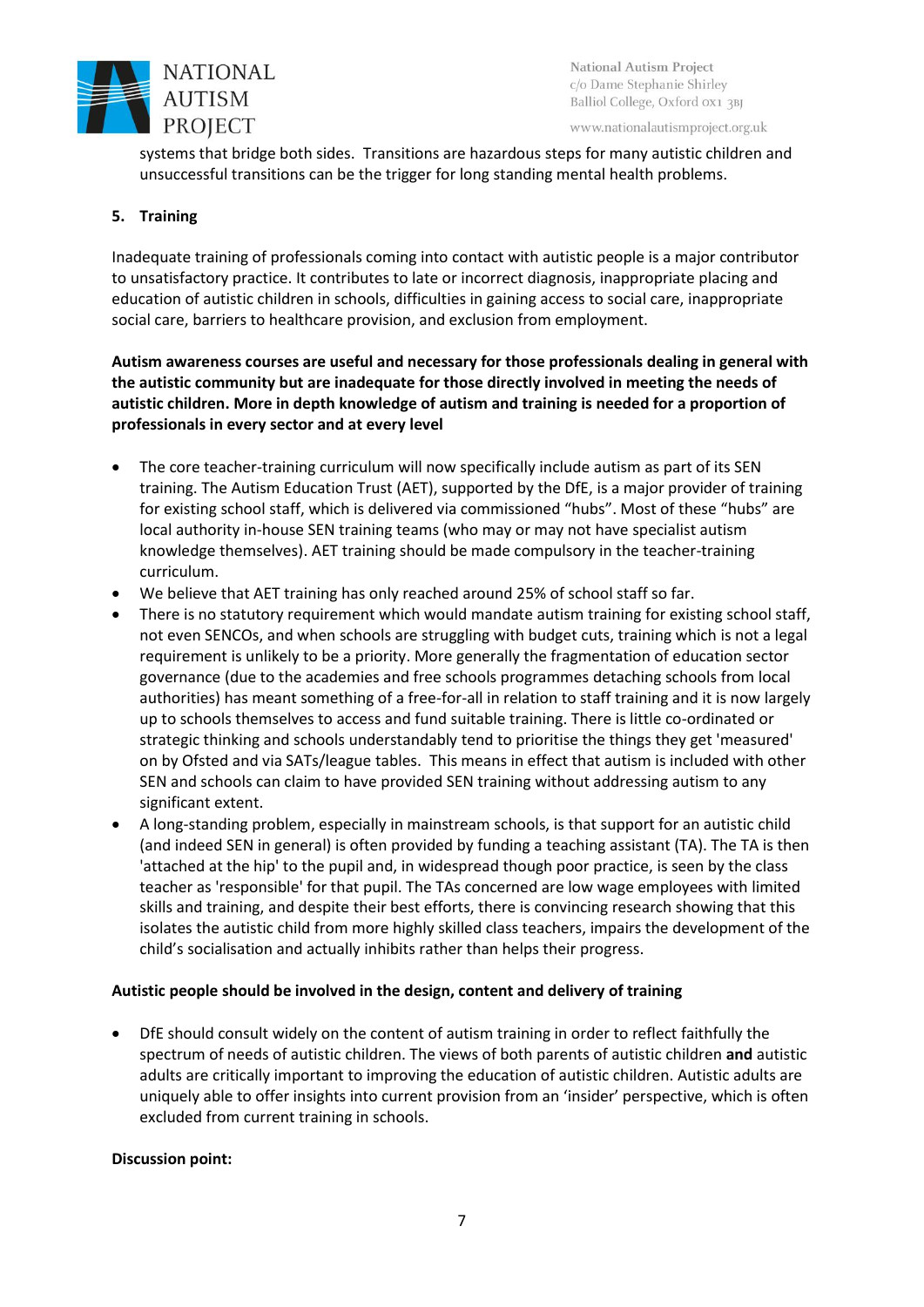systems that bridge both sides. Transitions are hazardous steps for many autistic children and unsuccessful transitions can be the trigger for long standing mental health problems.

## 5. Training

Inadequate training of professionals coming into contact with autistic people is a major contributor to unsatisfactory practice. It contributes to late or incorrect diagnosis, inappropriate placing and education of autistic children in schools, difficulties in gaining access to social care, inappropriate social care, barriers to healthcare provision, and exclusion from employment.

**Autism awareness courses are useful and necessary for those professionals dealing in general with the autistic community but are inadequate for those directly involved in meeting the needs of autistic children. More in depth knowledge of autism and training is needed for a proportion of professionals in every sector and at every level**

- The core teacher-training curriculum will now specifically include autism as part of its SEN training. The Autism Education Trust (AET), supported by the DfE, is a major provider of training for existing school staff, which is delivered via commissioned "hubs". Most of these "hubs" are local authority in-house SEN training teams (who may or may not have specialist autism knowledge themselves). AET training should be made compulsory in the teacher-training curriculum.
- We believe that AET training has only reached around 25% of school staff so far.
- There is no statutory requirement which would mandate autism training for existing school staff, not even SENCOs, and when schools are struggling with budget cuts, training which is not a legal requirement is unlikely to be a priority. More generally the fragmentation of education sector governance (due to the academies and free schools programmes detaching schools from local authorities) has meant something of a free-for-all in relation to staff training and it is now largely up to schools themselves to access and fund suitable training. There is little co-ordinated or strategic thinking and schools understandably tend to prioritise the things they get 'measured' on by Ofsted and via SATs/league tables. This means in effect that autism is included with other SEN and schools can claim to have provided SEN training without addressing autism to any significant extent.
- A long-standing problem, especially in mainstream schools, is that support for an autistic child (and indeed SEN in general) is often provided by funding a teaching assistant (TA). The TA is then 'attached at the hip' to the pupil and, in widespread though poor practice, is seen by the class teacher as 'responsible' for that pupil. The TAs concerned are low wage employees with limited skills and training, and despite their best efforts, there is convincing research showing that this isolates the autistic child from more highly skilled class teachers, impairs the development of the child's socialisation and actually inhibits rather than helps their progress.

**Autistic people should be involved in the design, content and delivery of training**

- DfE should consult widely on the content of autism training in order to reflect faithfully the spectrum of needs of autistic children. The views of both parents of autistic children **and** autistic adults are critically important to improving the education of autistic children. Autistic adults are uniquely able to offer insights into current provision from an 'insider' perspective, which is often excluded from current training in schools.

**Discussion point:**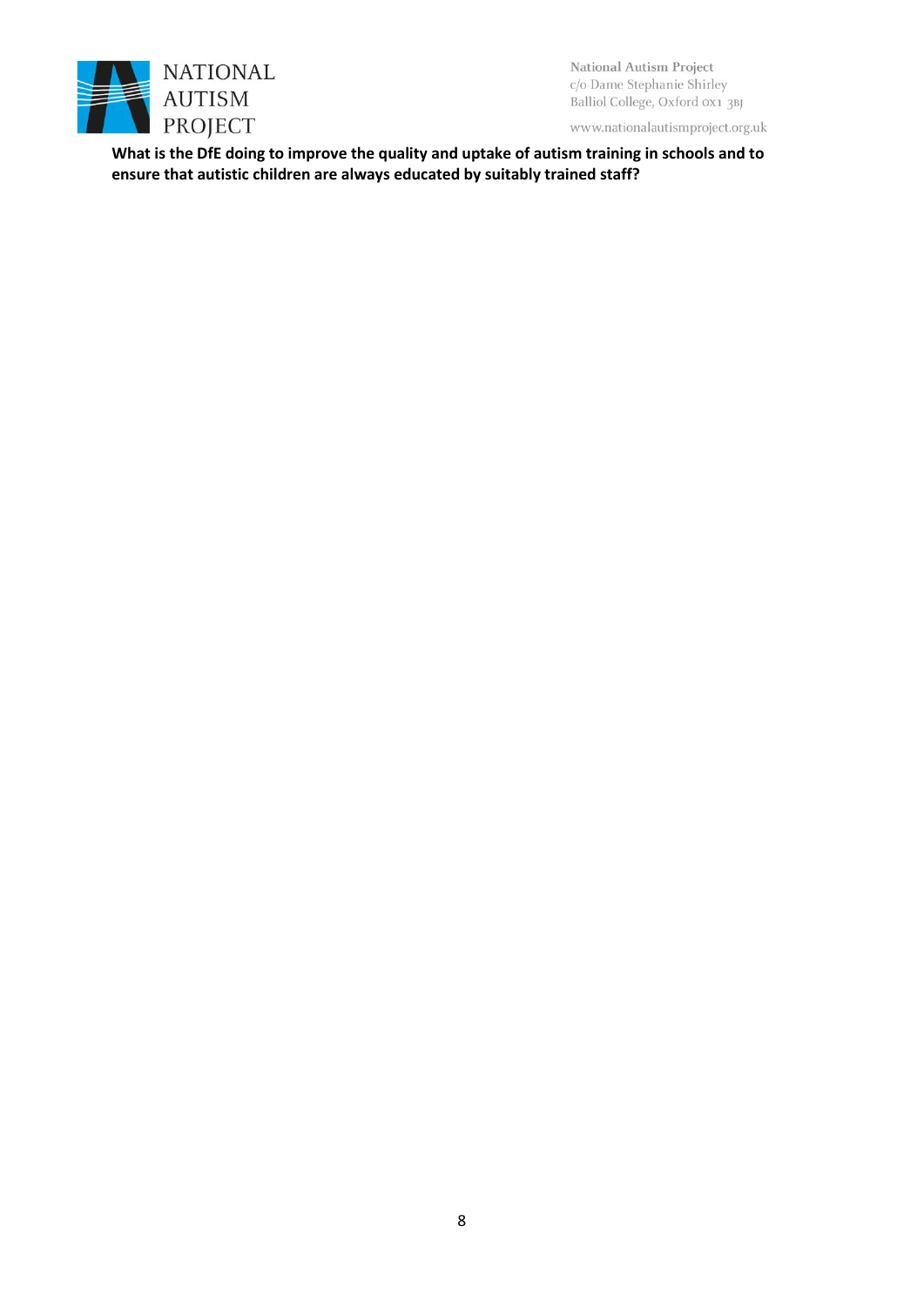**What is the DfE doing to improve the quality and uptake of autism training in schools and to ensure that autistic children are always educated by suitably trained staff?**